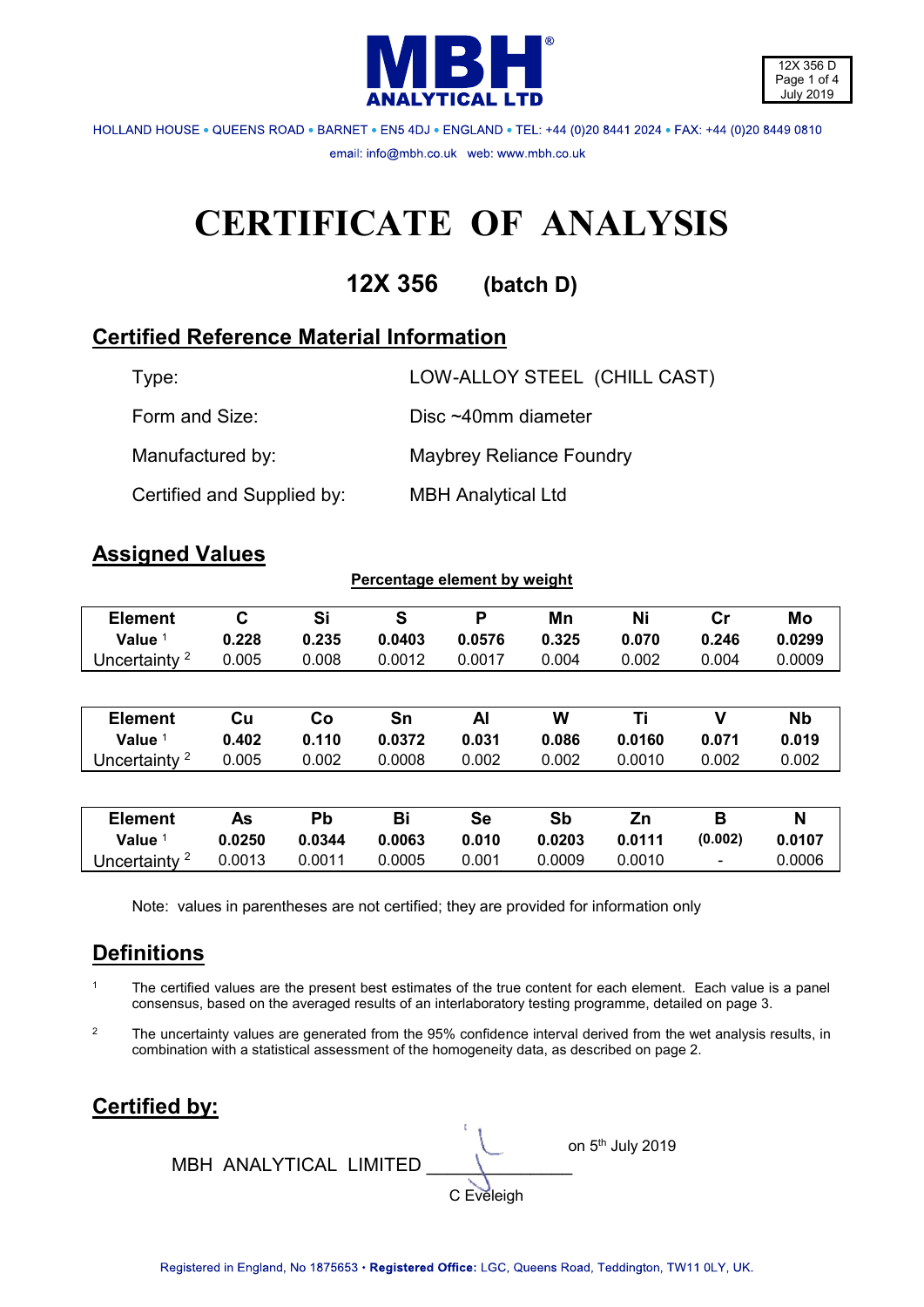MBH ANALYTICAL LTD

HOLLAND HOUSE • QUEENS ROAD • BARNET • EN5 4DJ • ENGLAND • TEL: +44 (0)20 8441 2024 • FAX: +44 (0)20 8449 0810

email: info@mbh.co.uk web: www.mbh.co.uk

# CERTIFICATE OF ANALYSIS

## 12X 356 (batch D)

## Certified Reference Material Information

| | |
|---|---|
| Type: | LOW-ALLOY STEEL (CHILL CAST) |
| Form and Size: | Disc ~40mm diameter |
| Manufactured by: | Maybrey Reliance Foundry |
| Certified and Supplied by: | MBH Analytical Ltd |

## Assigned Values

**Percentage element by weight**

| Element | C | Si | S | P | Mn | Ni | Cr | Mo |
|---|---|---|---|---|---|---|---|---|
| **Value** [1] | **0.228** | **0.235** | **0.0403** | **0.0576** | **0.325** | **0.070** | **0.246** | **0.0299** |
| Uncertainty [2] | 0.005 | 0.008 | 0.0012 | 0.0017 | 0.004 | 0.002 | 0.004 | 0.0009 |

| Element | Cu | Co | Sn | Al | W | Ti | V | Nb |
|---|---|---|---|---|---|---|---|---|
| **Value** [1] | **0.402** | **0.110** | **0.0372** | **0.031** | **0.086** | **0.0160** | **0.071** | **0.019** |
| Uncertainty [2] | 0.005 | 0.002 | 0.0008 | 0.002 | 0.002 | 0.0010 | 0.002 | 0.002 |

| Element | As | Pb | Bi | Se | Sb | Zn | B | N |
|---|---|---|---|---|---|---|---|---|
| **Value** [1] | **0.0250** | **0.0344** | **0.0063** | **0.010** | **0.0203** | **0.0111** | **(0.002)** | **0.0107** |
| Uncertainty [2] | 0.0013 | 0.0011 | 0.0005 | 0.001 | 0.0009 | 0.0010 | - | 0.0006 |

Note: values in parentheses are not certified; they are provided for information only

## Definitions

1. The certified values are the present best estimates of the true content for each element. Each value is a panel consensus, based on the averaged results of an interlaboratory testing programme, detailed on page 3.

2. The uncertainty values are generated from the 95% confidence interval derived from the wet analysis results, in combination with a statistical assessment of the homogeneity data, as described on page 2.

## Certified by:

MBH ANALYTICAL LIMITED ______________ on 5th July 2019

C Eveleigh

Registered in England, No 1875653 • **Registered Office:** LGC, Queens Road, Teddington, TW11 0LY, UK.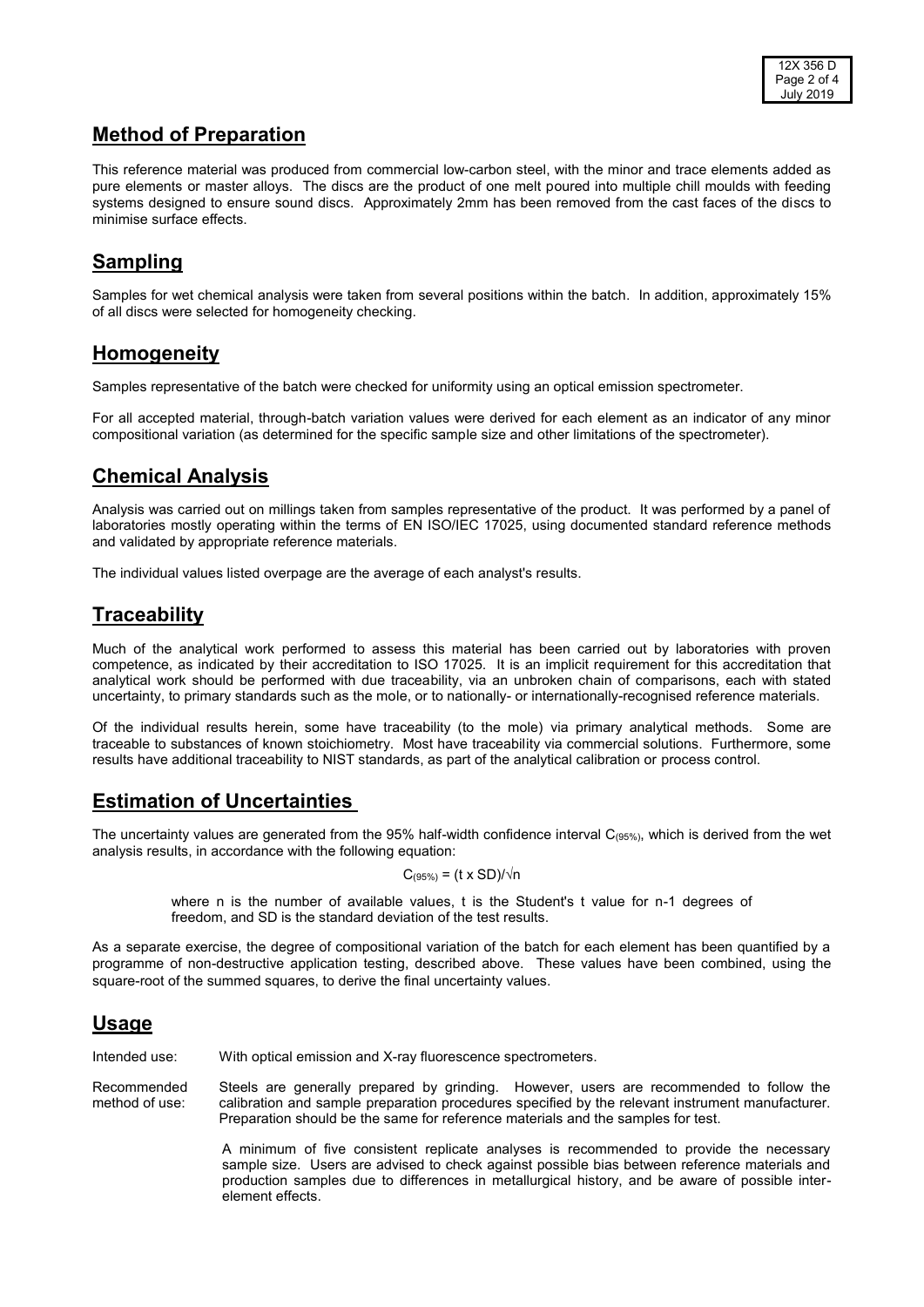## Method of Preparation

This reference material was produced from commercial low-carbon steel, with the minor and trace elements added as pure elements or master alloys. The discs are the product of one melt poured into multiple chill moulds with feeding systems designed to ensure sound discs. Approximately 2mm has been removed from the cast faces of the discs to minimise surface effects.

## Sampling

Samples for wet chemical analysis were taken from several positions within the batch. In addition, approximately 15% of all discs were selected for homogeneity checking.

## Homogeneity

Samples representative of the batch were checked for uniformity using an optical emission spectrometer.

For all accepted material, through-batch variation values were derived for each element as an indicator of any minor compositional variation (as determined for the specific sample size and other limitations of the spectrometer).

## Chemical Analysis

Analysis was carried out on millings taken from samples representative of the product. It was performed by a panel of laboratories mostly operating within the terms of EN ISO/IEC 17025, using documented standard reference methods and validated by appropriate reference materials.

The individual values listed overpage are the average of each analyst's results.

## Traceability

Much of the analytical work performed to assess this material has been carried out by laboratories with proven competence, as indicated by their accreditation to ISO 17025. It is an implicit requirement for this accreditation that analytical work should be performed with due traceability, via an unbroken chain of comparisons, each with stated uncertainty, to primary standards such as the mole, or to nationally- or internationally-recognised reference materials.

Of the individual results herein, some have traceability (to the mole) via primary analytical methods. Some are traceable to substances of known stoichiometry. Most have traceability via commercial solutions. Furthermore, some results have additional traceability to NIST standards, as part of the analytical calibration or process control.

## Estimation of Uncertainties

The uncertainty values are generated from the 95% half-width confidence interval $C_{(95\%)}$, which is derived from the wet analysis results, in accordance with the following equation:

$$C_{(95\%)} = (t \times SD)/\sqrt{n}$$

where n is the number of available values, t is the Student's t value for n-1 degrees of freedom, and SD is the standard deviation of the test results.

As a separate exercise, the degree of compositional variation of the batch for each element has been quantified by a programme of non-destructive application testing, described above. These values have been combined, using the square-root of the summed squares, to derive the final uncertainty values.

## Usage

Intended use: With optical emission and X-ray fluorescence spectrometers.

Recommended method of use: Steels are generally prepared by grinding. However, users are recommended to follow the calibration and sample preparation procedures specified by the relevant instrument manufacturer. Preparation should be the same for reference materials and the samples for test.

A minimum of five consistent replicate analyses is recommended to provide the necessary sample size. Users are advised to check against possible bias between reference materials and production samples due to differences in metallurgical history, and be aware of possible inter-element effects.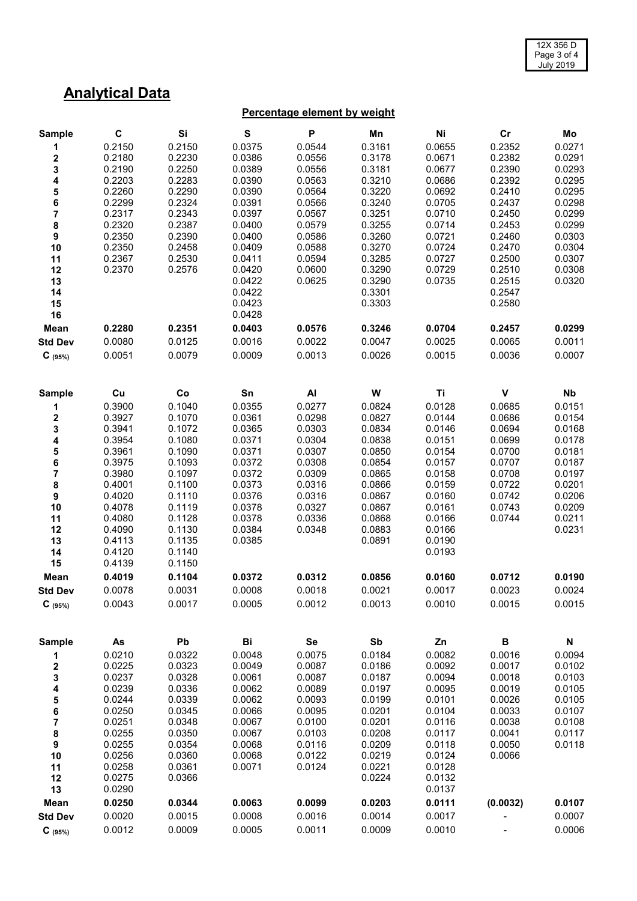## Analytical Data

**Percentage element by weight**

| Sample | C | Si | S | P | Mn | Ni | Cr | Mo |
|---|---|---|---|---|---|---|---|---|
| 1 | 0.2150 | 0.2150 | 0.0375 | 0.0544 | 0.3161 | 0.0655 | 0.2352 | 0.0271 |
| 2 | 0.2180 | 0.2230 | 0.0386 | 0.0556 | 0.3178 | 0.0671 | 0.2382 | 0.0291 |
| 3 | 0.2190 | 0.2250 | 0.0389 | 0.0556 | 0.3181 | 0.0677 | 0.2390 | 0.0293 |
| 4 | 0.2203 | 0.2283 | 0.0390 | 0.0563 | 0.3210 | 0.0686 | 0.2392 | 0.0295 |
| 5 | 0.2260 | 0.2290 | 0.0390 | 0.0564 | 0.3220 | 0.0692 | 0.2410 | 0.0295 |
| 6 | 0.2299 | 0.2324 | 0.0391 | 0.0566 | 0.3240 | 0.0705 | 0.2437 | 0.0298 |
| 7 | 0.2317 | 0.2343 | 0.0397 | 0.0567 | 0.3251 | 0.0710 | 0.2450 | 0.0299 |
| 8 | 0.2320 | 0.2387 | 0.0400 | 0.0579 | 0.3255 | 0.0714 | 0.2453 | 0.0299 |
| 9 | 0.2350 | 0.2390 | 0.0400 | 0.0586 | 0.3260 | 0.0721 | 0.2460 | 0.0303 |
| 10 | 0.2350 | 0.2458 | 0.0409 | 0.0588 | 0.3270 | 0.0724 | 0.2470 | 0.0304 |
| 11 | 0.2367 | 0.2530 | 0.0411 | 0.0594 | 0.3285 | 0.0727 | 0.2500 | 0.0307 |
| 12 | 0.2370 | 0.2576 | 0.0420 | 0.0600 | 0.3290 | 0.0729 | 0.2510 | 0.0308 |
| 13 | | | 0.0422 | 0.0625 | 0.3290 | 0.0735 | 0.2515 | 0.0320 |
| 14 | | | 0.0422 | | 0.3301 | | 0.2547 | |
| 15 | | | 0.0423 | | 0.3303 | | 0.2580 | |
| 16 | | | 0.0428 | | | | | |
| **Mean** | **0.2280** | **0.2351** | **0.0403** | **0.0576** | **0.3246** | **0.0704** | **0.2457** | **0.0299** |
| **Std Dev** | 0.0080 | 0.0125 | 0.0016 | 0.0022 | 0.0047 | 0.0025 | 0.0065 | 0.0011 |
| **C (95%)** | 0.0051 | 0.0079 | 0.0009 | 0.0013 | 0.0026 | 0.0015 | 0.0036 | 0.0007 |

| Sample | Cu | Co | Sn | Al | W | Ti | V | Nb |
|---|---|---|---|---|---|---|---|---|
| 1 | 0.3900 | 0.1040 | 0.0355 | 0.0277 | 0.0824 | 0.0128 | 0.0685 | 0.0151 |
| 2 | 0.3927 | 0.1070 | 0.0361 | 0.0298 | 0.0827 | 0.0144 | 0.0686 | 0.0154 |
| 3 | 0.3941 | 0.1072 | 0.0365 | 0.0303 | 0.0834 | 0.0146 | 0.0694 | 0.0168 |
| 4 | 0.3954 | 0.1080 | 0.0371 | 0.0304 | 0.0838 | 0.0151 | 0.0699 | 0.0178 |
| 5 | 0.3961 | 0.1090 | 0.0371 | 0.0307 | 0.0850 | 0.0154 | 0.0700 | 0.0181 |
| 6 | 0.3975 | 0.1093 | 0.0372 | 0.0308 | 0.0854 | 0.0157 | 0.0707 | 0.0187 |
| 7 | 0.3980 | 0.1097 | 0.0372 | 0.0309 | 0.0865 | 0.0158 | 0.0708 | 0.0197 |
| 8 | 0.4001 | 0.1100 | 0.0373 | 0.0316 | 0.0866 | 0.0159 | 0.0722 | 0.0201 |
| 9 | 0.4020 | 0.1110 | 0.0376 | 0.0316 | 0.0867 | 0.0160 | 0.0742 | 0.0206 |
| 10 | 0.4078 | 0.1119 | 0.0378 | 0.0327 | 0.0867 | 0.0161 | 0.0743 | 0.0209 |
| 11 | 0.4080 | 0.1128 | 0.0378 | 0.0336 | 0.0868 | 0.0166 | 0.0744 | 0.0211 |
| 12 | 0.4090 | 0.1130 | 0.0384 | 0.0348 | 0.0883 | 0.0166 | | 0.0231 |
| 13 | 0.4113 | 0.1135 | 0.0385 | | 0.0891 | 0.0190 | | |
| 14 | 0.4120 | 0.1140 | | | | 0.0193 | | |
| 15 | 0.4139 | 0.1150 | | | | | | |
| **Mean** | **0.4019** | **0.1104** | **0.0372** | **0.0312** | **0.0856** | **0.0160** | **0.0712** | **0.0190** |
| **Std Dev** | 0.0078 | 0.0031 | 0.0008 | 0.0018 | 0.0021 | 0.0017 | 0.0023 | 0.0024 |
| **C (95%)** | 0.0043 | 0.0017 | 0.0005 | 0.0012 | 0.0013 | 0.0010 | 0.0015 | 0.0015 |

| Sample | As | Pb | Bi | Se | Sb | Zn | B | N |
|---|---|---|---|---|---|---|---|---|
| 1 | 0.0210 | 0.0322 | 0.0048 | 0.0075 | 0.0184 | 0.0082 | 0.0016 | 0.0094 |
| 2 | 0.0225 | 0.0323 | 0.0049 | 0.0087 | 0.0186 | 0.0092 | 0.0017 | 0.0102 |
| 3 | 0.0237 | 0.0328 | 0.0061 | 0.0087 | 0.0187 | 0.0094 | 0.0018 | 0.0103 |
| 4 | 0.0239 | 0.0336 | 0.0062 | 0.0089 | 0.0197 | 0.0095 | 0.0019 | 0.0105 |
| 5 | 0.0244 | 0.0339 | 0.0062 | 0.0093 | 0.0199 | 0.0101 | 0.0026 | 0.0105 |
| 6 | 0.0250 | 0.0345 | 0.0066 | 0.0095 | 0.0201 | 0.0104 | 0.0033 | 0.0107 |
| 7 | 0.0251 | 0.0348 | 0.0067 | 0.0100 | 0.0201 | 0.0116 | 0.0038 | 0.0108 |
| 8 | 0.0255 | 0.0350 | 0.0067 | 0.0103 | 0.0208 | 0.0117 | 0.0041 | 0.0117 |
| 9 | 0.0255 | 0.0354 | 0.0068 | 0.0116 | 0.0209 | 0.0118 | 0.0050 | 0.0118 |
| 10 | 0.0256 | 0.0360 | 0.0068 | 0.0122 | 0.0219 | 0.0124 | 0.0066 | |
| 11 | 0.0258 | 0.0361 | 0.0071 | 0.0124 | 0.0221 | 0.0128 | | |
| 12 | 0.0275 | 0.0366 | | | 0.0224 | 0.0132 | | |
| 13 | 0.0290 | | | | | 0.0137 | | |
| **Mean** | **0.0250** | **0.0344** | **0.0063** | **0.0099** | **0.0203** | **0.0111** | **(0.0032)** | **0.0107** |
| **Std Dev** | 0.0020 | 0.0015 | 0.0008 | 0.0016 | 0.0014 | 0.0017 | - | 0.0007 |
| **C (95%)** | 0.0012 | 0.0009 | 0.0005 | 0.0011 | 0.0009 | 0.0010 | - | 0.0006 |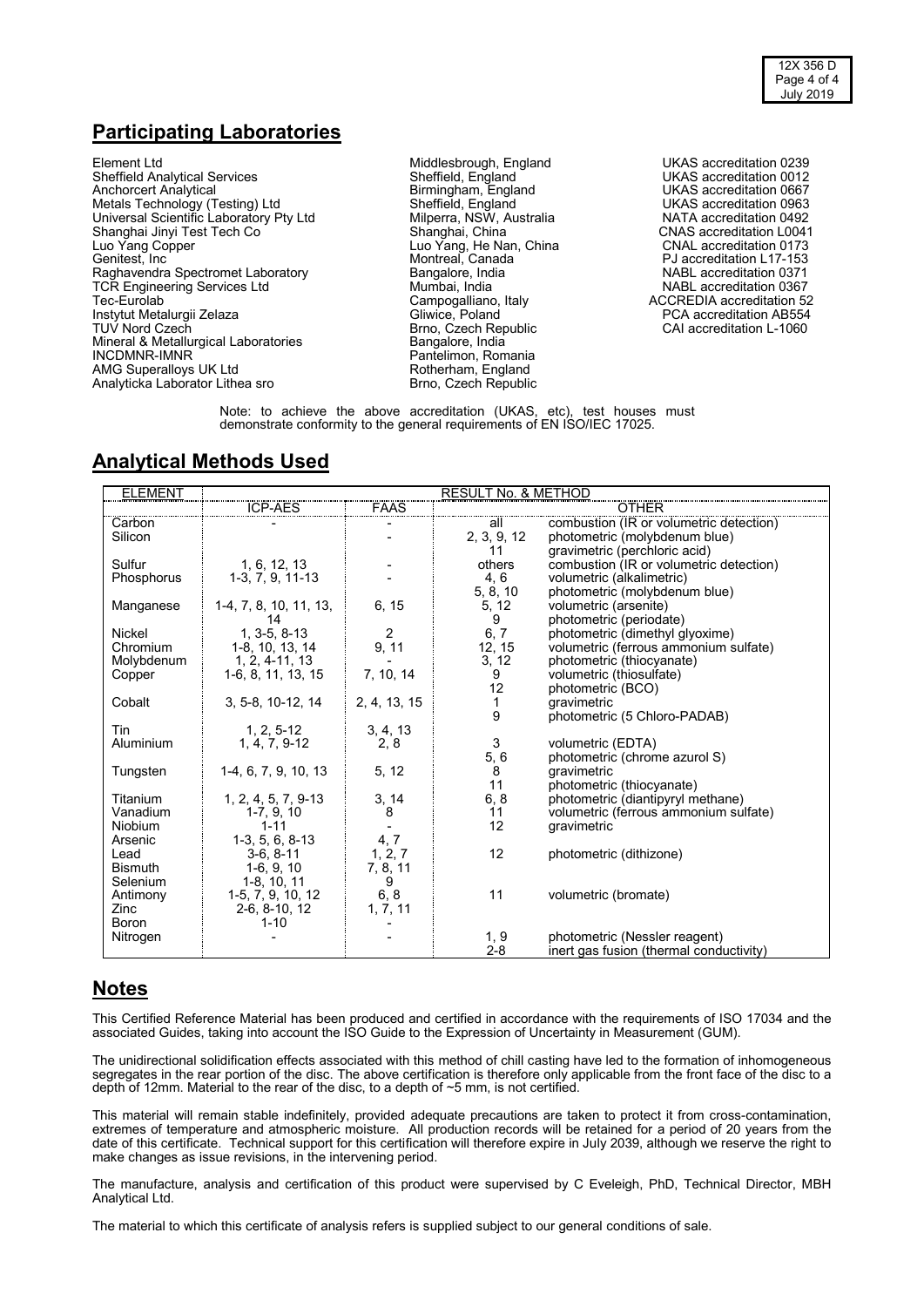## Participating Laboratories

| | | |
|---|---|---|
| Element Ltd | Middlesbrough, England | UKAS accreditation 0239 |
| Sheffield Analytical Services | Sheffield, England | UKAS accreditation 0012 |
| Anchorcert Analytical | Birmingham, England | UKAS accreditation 0667 |
| Metals Technology (Testing) Ltd | Sheffield, England | UKAS accreditation 0963 |
| Universal Scientific Laboratory Pty Ltd | Milperra, NSW, Australia | NATA accreditation 0492 |
| Shanghai Jinyi Test Tech Co | Shanghai, China | CNAS accreditation L0041 |
| Luo Yang Copper | Luo Yang, He Nan, China | CNAL accreditation 0173 |
| Genitest, Inc | Montreal, Canada | PJ accreditation L17-153 |
| Raghavendra Spectromet Laboratory | Bangalore, India | NABL accreditation 0371 |
| TCR Engineering Services Ltd | Mumbai, India | NABL accreditation 0367 |
| Tec-Eurolab | Campogalliano, Italy | ACCREDIA accreditation 52 |
| Instytut Metalurgii Zelaza | Gliwice, Poland | PCA accreditation AB554 |
| TUV Nord Czech | Brno, Czech Republic | CAI accreditation L-1060 |
| Mineral & Metallurgical Laboratories | Bangalore, India | |
| INCDMNR-IMNR | Pantelimon, Romania | |
| AMG Superalloys UK Ltd | Rotherham, England | |
| Analyticka Laborator Lithea sro | Brno, Czech Republic | |

Note: to achieve the above accreditation (UKAS, etc), test houses must demonstrate conformity to the general requirements of EN ISO/IEC 17025.

## Analytical Methods Used

| ELEMENT | RESULT No. & METHOD | | | |
|---|---|---|---|---|
| | ICP-AES | FAAS | OTHER | |
| Carbon | - | - | all | combustion (IR or volumetric detection) |
| Silicon | | - | 2, 3, 9, 12 | photometric (molybdenum blue) |
| | | | 11 | gravimetric (perchloric acid) |
| Sulfur | 1, 6, 12, 13 | - | others | combustion (IR or volumetric detection) |
| Phosphorus | 1-3, 7, 9, 11-13 | - | 4, 6 | volumetric (alkalimetric) |
| | | | 5, 8, 10 | photometric (molybdenum blue) |
| Manganese | 1-4, 7, 8, 10, 11, 13, 14 | 6, 15 | 5, 12 | volumetric (arsenite) |
| | | | 9 | photometric (periodate) |
| Nickel | 1, 3-5, 8-13 | 2 | 6, 7 | photometric (dimethyl glyoxime) |
| Chromium | 1-8, 10, 13, 14 | 9, 11 | 12, 15 | volumetric (ferrous ammonium sulfate) |
| Molybdenum | 1, 2, 4-11, 13 | - | 3, 12 | photometric (thiocyanate) |
| Copper | 1-6, 8, 11, 13, 15 | 7, 10, 14 | 9 | volumetric (thiosulfate) |
| | | | 12 | photometric (BCO) |
| Cobalt | 3, 5-8, 10-12, 14 | 2, 4, 13, 15 | 1 | gravimetric |
| | | | 9 | photometric (5 Chloro-PADAB) |
| Tin | 1, 2, 5-12 | 3, 4, 13 | | |
| Aluminium | 1, 4, 7, 9-12 | 2, 8 | 3 | volumetric (EDTA) |
| | | | 5, 6 | photometric (chrome azurol S) |
| Tungsten | 1-4, 6, 7, 9, 10, 13 | 5, 12 | 8 | gravimetric |
| | | | 11 | photometric (thiocyanate) |
| Titanium | 1, 2, 4, 5, 7, 9-13 | 3, 14 | 6, 8 | photometric (diantipyryl methane) |
| Vanadium | 1-7, 9, 10 | 8 | 11 | volumetric (ferrous ammonium sulfate) |
| Niobium | 1-11 | - | 12 | gravimetric |
| Arsenic | 1-3, 5, 6, 8-13 | 4, 7 | | |
| Lead | 3-6, 8-11 | 1, 2, 7 | 12 | photometric (dithizone) |
| Bismuth | 1-6, 9, 10 | 7, 8, 11 | | |
| Selenium | 1-8, 10, 11 | 9 | | |
| Antimony | 1-5, 7, 9, 10, 12 | 6, 8 | 11 | volumetric (bromate) |
| Zinc | 2-6, 8-10, 12 | 1, 7, 11 | | |
| Boron | 1-10 | - | | |
| Nitrogen | - | - | 1, 9 | photometric (Nessler reagent) |
| | | | 2-8 | inert gas fusion (thermal conductivity) |

## Notes

This Certified Reference Material has been produced and certified in accordance with the requirements of ISO 17034 and the associated Guides, taking into account the ISO Guide to the Expression of Uncertainty in Measurement (GUM).

The unidirectional solidification effects associated with this method of chill casting have led to the formation of inhomogeneous segregates in the rear portion of the disc. The above certification is therefore only applicable from the front face of the disc to a depth of 12mm. Material to the rear of the disc, to a depth of ~5 mm, is not certified.

This material will remain stable indefinitely, provided adequate precautions are taken to protect it from cross-contamination, extremes of temperature and atmospheric moisture. All production records will be retained for a period of 20 years from the date of this certificate. Technical support for this certification will therefore expire in July 2039, although we reserve the right to make changes as issue revisions, in the intervening period.

The manufacture, analysis and certification of this product were supervised by C Eveleigh, PhD, Technical Director, MBH Analytical Ltd.

The material to which this certificate of analysis refers is supplied subject to our general conditions of sale.